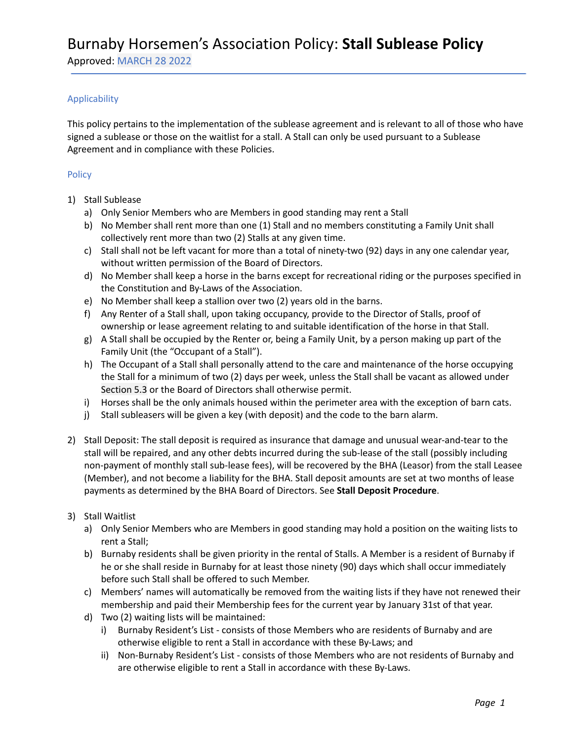# Burnaby Horsemen's Association Policy: **Stall Sublease Policy**

Approved: MARCH 28 2022

## Applicability

This policy pertains to the implementation of the sublease agreement and is relevant to all of those who have signed a sublease or those on the waitlist for a stall. A Stall can only be used pursuant to a Sublease Agreement and in compliance with these Policies.

## Policy

1) Stall Sublease
   a) Only Senior Members who are Members in good standing may rent a Stall
   b) No Member shall rent more than one (1) Stall and no members constituting a Family Unit shall collectively rent more than two (2) Stalls at any given time.
   c) Stall shall not be left vacant for more than a total of ninety-two (92) days in any one calendar year, without written permission of the Board of Directors.
   d) No Member shall keep a horse in the barns except for recreational riding or the purposes specified in the Constitution and By-Laws of the Association.
   e) No Member shall keep a stallion over two (2) years old in the barns.
   f) Any Renter of a Stall shall, upon taking occupancy, provide to the Director of Stalls, proof of ownership or lease agreement relating to and suitable identification of the horse in that Stall.
   g) A Stall shall be occupied by the Renter or, being a Family Unit, by a person making up part of the Family Unit (the "Occupant of a Stall").
   h) The Occupant of a Stall shall personally attend to the care and maintenance of the horse occupying the Stall for a minimum of two (2) days per week, unless the Stall shall be vacant as allowed under Section 5.3 or the Board of Directors shall otherwise permit.
   i) Horses shall be the only animals housed within the perimeter area with the exception of barn cats.
   j) Stall subleasers will be given a key (with deposit) and the code to the barn alarm.

2) Stall Deposit: The stall deposit is required as insurance that damage and unusual wear-and-tear to the stall will be repaired, and any other debts incurred during the sub-lease of the stall (possibly including non-payment of monthly stall sub-lease fees), will be recovered by the BHA (Leasor) from the stall Leasee (Member), and not become a liability for the BHA. Stall deposit amounts are set at two months of lease payments as determined by the BHA Board of Directors. See **Stall Deposit Procedure**.

3) Stall Waitlist
   a) Only Senior Members who are Members in good standing may hold a position on the waiting lists to rent a Stall;
   b) Burnaby residents shall be given priority in the rental of Stalls. A Member is a resident of Burnaby if he or she shall reside in Burnaby for at least those ninety (90) days which shall occur immediately before such Stall shall be offered to such Member.
   c) Members' names will automatically be removed from the waiting lists if they have not renewed their membership and paid their Membership fees for the current year by January 31st of that year.
   d) Two (2) waiting lists will be maintained:
      i) Burnaby Resident's List - consists of those Members who are residents of Burnaby and are otherwise eligible to rent a Stall in accordance with these By-Laws; and
      ii) Non-Burnaby Resident's List - consists of those Members who are not residents of Burnaby and are otherwise eligible to rent a Stall in accordance with these By-Laws.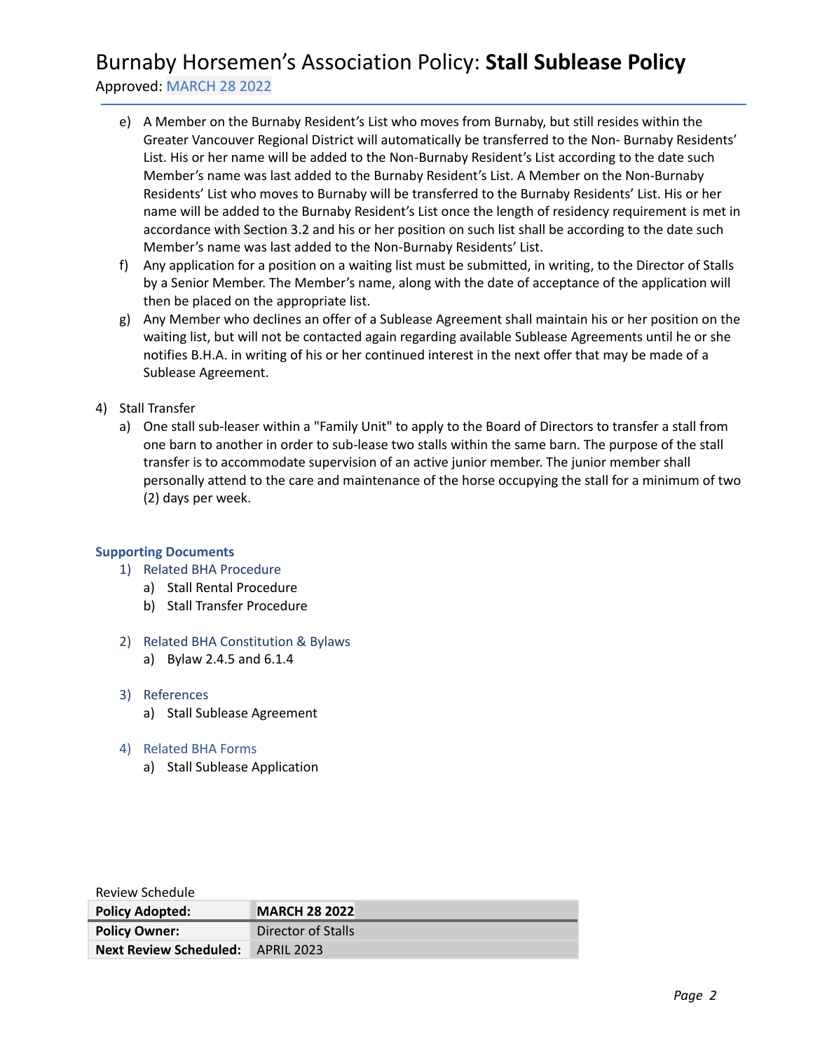e) A Member on the Burnaby Resident's List who moves from Burnaby, but still resides within the Greater Vancouver Regional District will automatically be transferred to the Non- Burnaby Residents' List. His or her name will be added to the Non-Burnaby Resident's List according to the date such Member's name was last added to the Burnaby Resident's List. A Member on the Non-Burnaby Residents' List who moves to Burnaby will be transferred to the Burnaby Residents' List. His or her name will be added to the Burnaby Resident's List once the length of residency requirement is met in accordance with Section 3.2 and his or her position on such list shall be according to the date such Member's name was last added to the Non-Burnaby Residents' List.

f) Any application for a position on a waiting list must be submitted, in writing, to the Director of Stalls by a Senior Member. The Member's name, along with the date of acceptance of the application will then be placed on the appropriate list.

g) Any Member who declines an offer of a Sublease Agreement shall maintain his or her position on the waiting list, but will not be contacted again regarding available Sublease Agreements until he or she notifies B.H.A. in writing of his or her continued interest in the next offer that may be made of a Sublease Agreement.

4) Stall Transfer

   a) One stall sub-leaser within a "Family Unit" to apply to the Board of Directors to transfer a stall from one barn to another in order to sub-lease two stalls within the same barn. The purpose of the stall transfer is to accommodate supervision of an active junior member. The junior member shall personally attend to the care and maintenance of the horse occupying the stall for a minimum of two (2) days per week.

## Supporting Documents

1) Related BHA Procedure
   a) Stall Rental Procedure
   b) Stall Transfer Procedure

2) Related BHA Constitution & Bylaws
   a) Bylaw 2.4.5 and 6.1.4

3) References
   a) Stall Sublease Agreement

4) Related BHA Forms
   a) Stall Sublease Application

Review Schedule

| | |
|---|---|
| **Policy Adopted:** | **MARCH 28 2022** |
| **Policy Owner:** | Director of Stalls |
| **Next Review Scheduled:** | APRIL 2023 |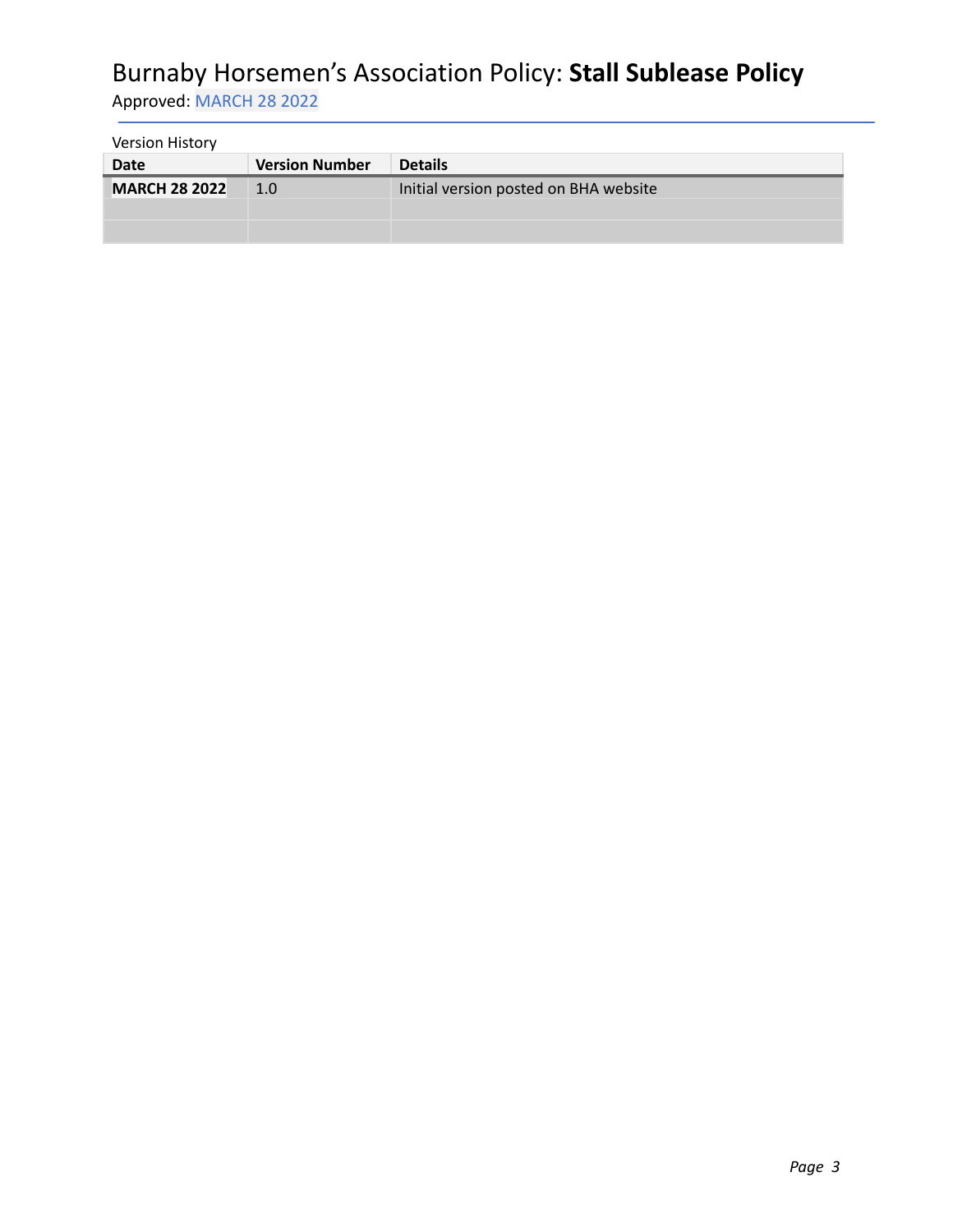# Burnaby Horsemen's Association Policy: **Stall Sublease Policy**

Approved: MARCH 28 2022

Version History

| Date | Version Number | Details |
|---|---|---|
| **MARCH 28 2022** | 1.0 | Initial version posted on BHA website |
| | | |
| | | |